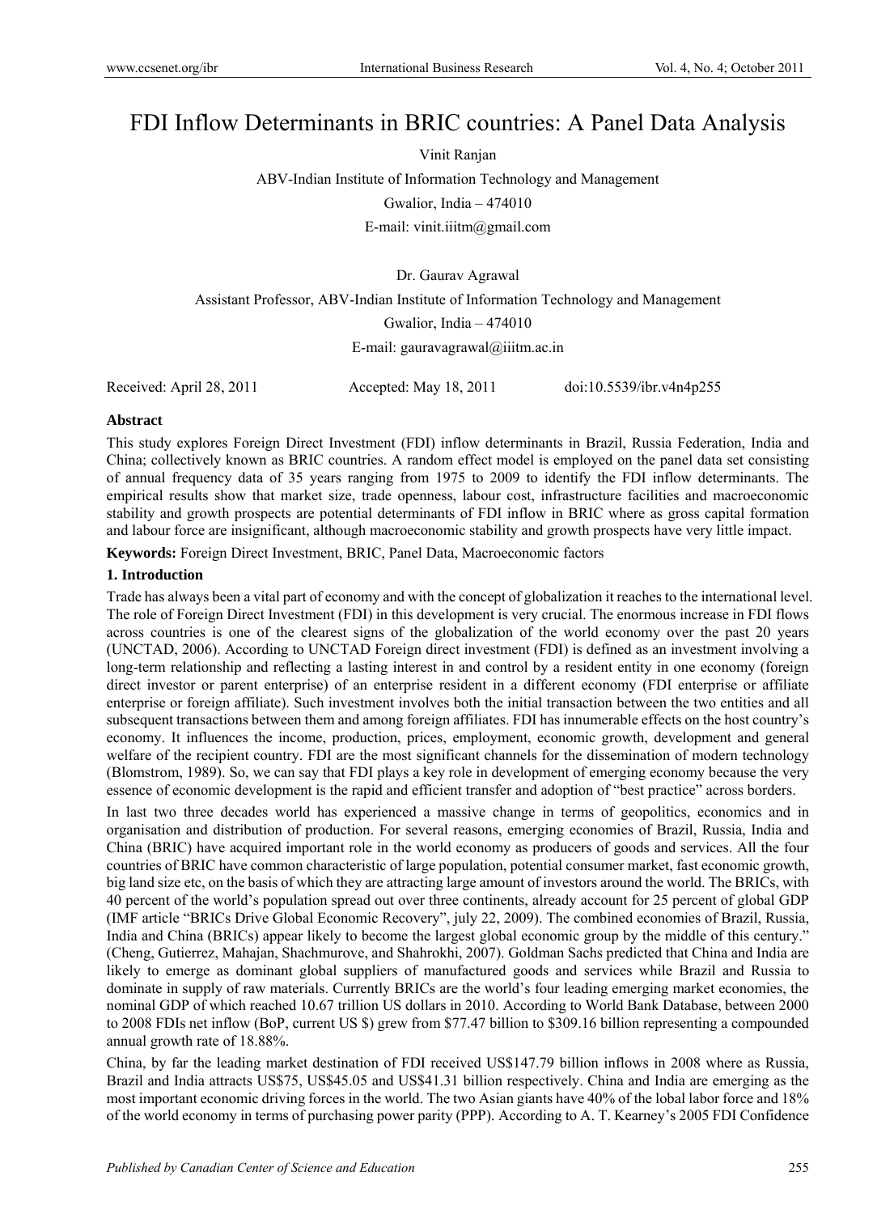# FDI Inflow Determinants in BRIC countries: A Panel Data Analysis

Vinit Ranjan

ABV-Indian Institute of Information Technology and Management

Gwalior, India – 474010

E-mail: vinit.iiitm@gmail.com

Dr. Gaurav Agrawal

Assistant Professor, ABV-Indian Institute of Information Technology and Management

Gwalior, India – 474010

E-mail: gauravagrawal@iiitm.ac.in

Received: April 28, 2011 Accepted: May 18, 2011 doi:10.5539/ibr.v4n4p255

## Abstract

This study explores Foreign Direct Investment (FDI) inflow determinants in Brazil, Russia Federation, India and China; collectively known as BRIC countries. A random effect model is employed on the panel data set consisting of annual frequency data of 35 years ranging from 1975 to 2009 to identify the FDI inflow determinants. The empirical results show that market size, trade openness, labour cost, infrastructure facilities and macroeconomic stability and growth prospects are potential determinants of FDI inflow in BRIC where as gross capital formation and labour force are insignificant, although macroeconomic stability and growth prospects have very little impact.

**Keywords:** Foreign Direct Investment, BRIC, Panel Data, Macroeconomic factors

## 1. Introduction

Trade has always been a vital part of economy and with the concept of globalization it reaches to the international level. The role of Foreign Direct Investment (FDI) in this development is very crucial. The enormous increase in FDI flows across countries is one of the clearest signs of the globalization of the world economy over the past 20 years (UNCTAD, 2006). According to UNCTAD Foreign direct investment (FDI) is defined as an investment involving a long-term relationship and reflecting a lasting interest in and control by a resident entity in one economy (foreign direct investor or parent enterprise) of an enterprise resident in a different economy (FDI enterprise or affiliate enterprise or foreign affiliate). Such investment involves both the initial transaction between the two entities and all subsequent transactions between them and among foreign affiliates. FDI has innumerable effects on the host country's economy. It influences the income, production, prices, employment, economic growth, development and general welfare of the recipient country. FDI are the most significant channels for the dissemination of modern technology (Blomstrom, 1989). So, we can say that FDI plays a key role in development of emerging economy because the very essence of economic development is the rapid and efficient transfer and adoption of "best practice" across borders.

In last two three decades world has experienced a massive change in terms of geopolitics, economics and in organisation and distribution of production. For several reasons, emerging economies of Brazil, Russia, India and China (BRIC) have acquired important role in the world economy as producers of goods and services. All the four countries of BRIC have common characteristic of large population, potential consumer market, fast economic growth, big land size etc, on the basis of which they are attracting large amount of investors around the world. The BRICs, with 40 percent of the world's population spread out over three continents, already account for 25 percent of global GDP (IMF article "BRICs Drive Global Economic Recovery", july 22, 2009). The combined economies of Brazil, Russia, India and China (BRICs) appear likely to become the largest global economic group by the middle of this century." (Cheng, Gutierrez, Mahajan, Shachmurove, and Shahrokhi, 2007). Goldman Sachs predicted that China and India are likely to emerge as dominant global suppliers of manufactured goods and services while Brazil and Russia to dominate in supply of raw materials. Currently BRICs are the world's four leading emerging market economies, the nominal GDP of which reached 10.67 trillion US dollars in 2010. According to World Bank Database, between 2000 to 2008 FDIs net inflow (BoP, current US $) grew from $77.47 billion to $309.16 billion representing a compounded annual growth rate of 18.88%.

China, by far the leading market destination of FDI received US$147.79 billion inflows in 2008 where as Russia, Brazil and India attracts US$75, US$45.05 and US$41.31 billion respectively. China and India are emerging as the most important economic driving forces in the world. The two Asian giants have 40% of the lobal labor force and 18% of the world economy in terms of purchasing power parity (PPP). According to A. T. Kearney's 2005 FDI Confidence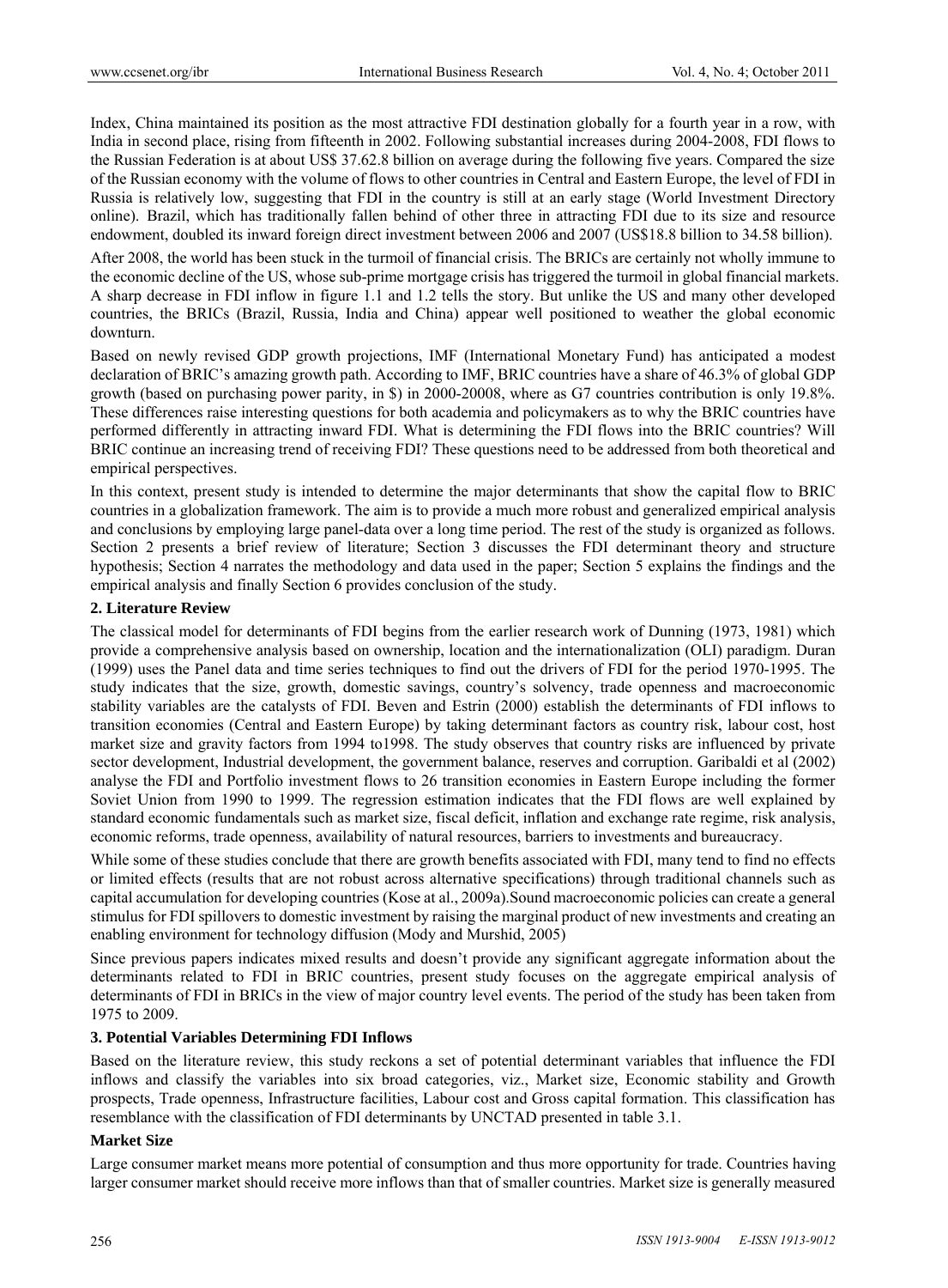Index, China maintained its position as the most attractive FDI destination globally for a fourth year in a row, with India in second place, rising from fifteenth in 2002. Following substantial increases during 2004-2008, FDI flows to the Russian Federation is at about US$ 37.62.8 billion on average during the following five years. Compared the size of the Russian economy with the volume of flows to other countries in Central and Eastern Europe, the level of FDI in Russia is relatively low, suggesting that FDI in the country is still at an early stage (World Investment Directory online). Brazil, which has traditionally fallen behind of other three in attracting FDI due to its size and resource endowment, doubled its inward foreign direct investment between 2006 and 2007 (US$18.8 billion to 34.58 billion).

After 2008, the world has been stuck in the turmoil of financial crisis. The BRICs are certainly not wholly immune to the economic decline of the US, whose sub-prime mortgage crisis has triggered the turmoil in global financial markets. A sharp decrease in FDI inflow in figure 1.1 and 1.2 tells the story. But unlike the US and many other developed countries, the BRICs (Brazil, Russia, India and China) appear well positioned to weather the global economic downturn.

Based on newly revised GDP growth projections, IMF (International Monetary Fund) has anticipated a modest declaration of BRIC's amazing growth path. According to IMF, BRIC countries have a share of 46.3% of global GDP growth (based on purchasing power parity, in $) in 2000-20008, where as G7 countries contribution is only 19.8%. These differences raise interesting questions for both academia and policymakers as to why the BRIC countries have performed differently in attracting inward FDI. What is determining the FDI flows into the BRIC countries? Will BRIC continue an increasing trend of receiving FDI? These questions need to be addressed from both theoretical and empirical perspectives.

In this context, present study is intended to determine the major determinants that show the capital flow to BRIC countries in a globalization framework. The aim is to provide a much more robust and generalized empirical analysis and conclusions by employing large panel-data over a long time period. The rest of the study is organized as follows. Section 2 presents a brief review of literature; Section 3 discusses the FDI determinant theory and structure hypothesis; Section 4 narrates the methodology and data used in the paper; Section 5 explains the findings and the empirical analysis and finally Section 6 provides conclusion of the study.

## 2. Literature Review

The classical model for determinants of FDI begins from the earlier research work of Dunning (1973, 1981) which provide a comprehensive analysis based on ownership, location and the internationalization (OLI) paradigm. Duran (1999) uses the Panel data and time series techniques to find out the drivers of FDI for the period 1970-1995. The study indicates that the size, growth, domestic savings, country's solvency, trade openness and macroeconomic stability variables are the catalysts of FDI. Beven and Estrin (2000) establish the determinants of FDI inflows to transition economies (Central and Eastern Europe) by taking determinant factors as country risk, labour cost, host market size and gravity factors from 1994 to1998. The study observes that country risks are influenced by private sector development, Industrial development, the government balance, reserves and corruption. Garibaldi et al (2002) analyse the FDI and Portfolio investment flows to 26 transition economies in Eastern Europe including the former Soviet Union from 1990 to 1999. The regression estimation indicates that the FDI flows are well explained by standard economic fundamentals such as market size, fiscal deficit, inflation and exchange rate regime, risk analysis, economic reforms, trade openness, availability of natural resources, barriers to investments and bureaucracy.

While some of these studies conclude that there are growth benefits associated with FDI, many tend to find no effects or limited effects (results that are not robust across alternative specifications) through traditional channels such as capital accumulation for developing countries (Kose at al., 2009a).Sound macroeconomic policies can create a general stimulus for FDI spillovers to domestic investment by raising the marginal product of new investments and creating an enabling environment for technology diffusion (Mody and Murshid, 2005)

Since previous papers indicates mixed results and doesn't provide any significant aggregate information about the determinants related to FDI in BRIC countries, present study focuses on the aggregate empirical analysis of determinants of FDI in BRICs in the view of major country level events. The period of the study has been taken from 1975 to 2009.

## 3. Potential Variables Determining FDI Inflows

Based on the literature review, this study reckons a set of potential determinant variables that influence the FDI inflows and classify the variables into six broad categories, viz., Market size, Economic stability and Growth prospects, Trade openness, Infrastructure facilities, Labour cost and Gross capital formation. This classification has resemblance with the classification of FDI determinants by UNCTAD presented in table 3.1.

### Market Size

Large consumer market means more potential of consumption and thus more opportunity for trade. Countries having larger consumer market should receive more inflows than that of smaller countries. Market size is generally measured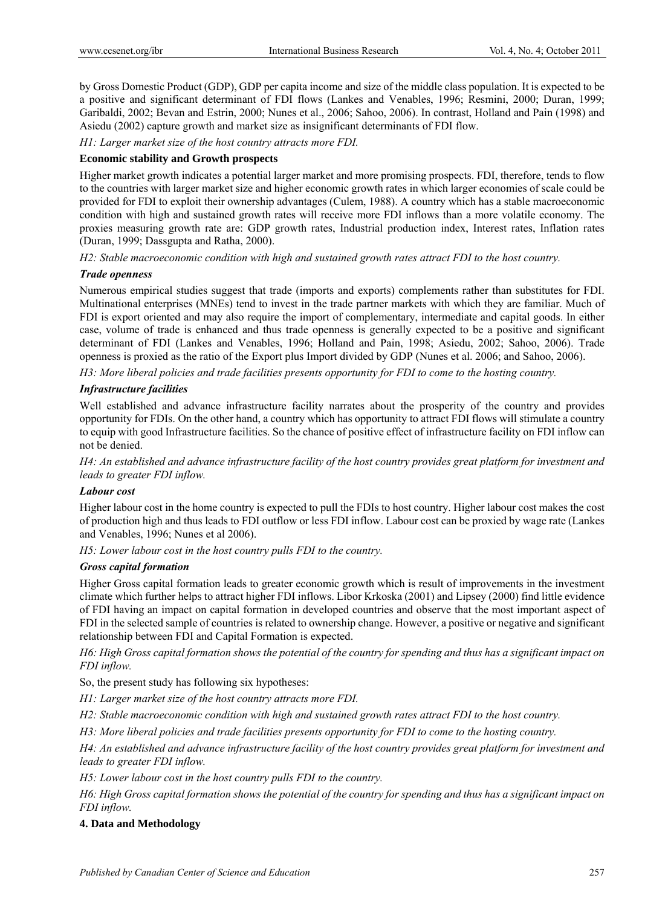by Gross Domestic Product (GDP), GDP per capita income and size of the middle class population. It is expected to be a positive and significant determinant of FDI flows (Lankes and Venables, 1996; Resmini, 2000; Duran, 1999; Garibaldi, 2002; Bevan and Estrin, 2000; Nunes et al., 2006; Sahoo, 2006). In contrast, Holland and Pain (1998) and Asiedu (2002) capture growth and market size as insignificant determinants of FDI flow.

*H1: Larger market size of the host country attracts more FDI.*

**Economic stability and Growth prospects**

Higher market growth indicates a potential larger market and more promising prospects. FDI, therefore, tends to flow to the countries with larger market size and higher economic growth rates in which larger economies of scale could be provided for FDI to exploit their ownership advantages (Culem, 1988). A country which has a stable macroeconomic condition with high and sustained growth rates will receive more FDI inflows than a more volatile economy. The proxies measuring growth rate are: GDP growth rates, Industrial production index, Interest rates, Inflation rates (Duran, 1999; Dassgupta and Ratha, 2000).

*H2: Stable macroeconomic condition with high and sustained growth rates attract FDI to the host country.*

***Trade openness***

Numerous empirical studies suggest that trade (imports and exports) complements rather than substitutes for FDI. Multinational enterprises (MNEs) tend to invest in the trade partner markets with which they are familiar. Much of FDI is export oriented and may also require the import of complementary, intermediate and capital goods. In either case, volume of trade is enhanced and thus trade openness is generally expected to be a positive and significant determinant of FDI (Lankes and Venables, 1996; Holland and Pain, 1998; Asiedu, 2002; Sahoo, 2006). Trade openness is proxied as the ratio of the Export plus Import divided by GDP (Nunes et al. 2006; and Sahoo, 2006).

*H3: More liberal policies and trade facilities presents opportunity for FDI to come to the hosting country.*

***Infrastructure facilities***

Well established and advance infrastructure facility narrates about the prosperity of the country and provides opportunity for FDIs. On the other hand, a country which has opportunity to attract FDI flows will stimulate a country to equip with good Infrastructure facilities. So the chance of positive effect of infrastructure facility on FDI inflow can not be denied.

*H4: An established and advance infrastructure facility of the host country provides great platform for investment and leads to greater FDI inflow.*

***Labour cost***

Higher labour cost in the home country is expected to pull the FDIs to host country. Higher labour cost makes the cost of production high and thus leads to FDI outflow or less FDI inflow. Labour cost can be proxied by wage rate (Lankes and Venables, 1996; Nunes et al 2006).

*H5: Lower labour cost in the host country pulls FDI to the country.*

***Gross capital formation***

Higher Gross capital formation leads to greater economic growth which is result of improvements in the investment climate which further helps to attract higher FDI inflows. Libor Krkoska (2001) and Lipsey (2000) find little evidence of FDI having an impact on capital formation in developed countries and observe that the most important aspect of FDI in the selected sample of countries is related to ownership change. However, a positive or negative and significant relationship between FDI and Capital Formation is expected.

*H6: High Gross capital formation shows the potential of the country for spending and thus has a significant impact on FDI inflow.*

So, the present study has following six hypotheses:

*H1: Larger market size of the host country attracts more FDI.*

*H2: Stable macroeconomic condition with high and sustained growth rates attract FDI to the host country.*

*H3: More liberal policies and trade facilities presents opportunity for FDI to come to the hosting country.*

*H4: An established and advance infrastructure facility of the host country provides great platform for investment and leads to greater FDI inflow.*

*H5: Lower labour cost in the host country pulls FDI to the country.*

*H6: High Gross capital formation shows the potential of the country for spending and thus has a significant impact on FDI inflow.*

## 4. Data and Methodology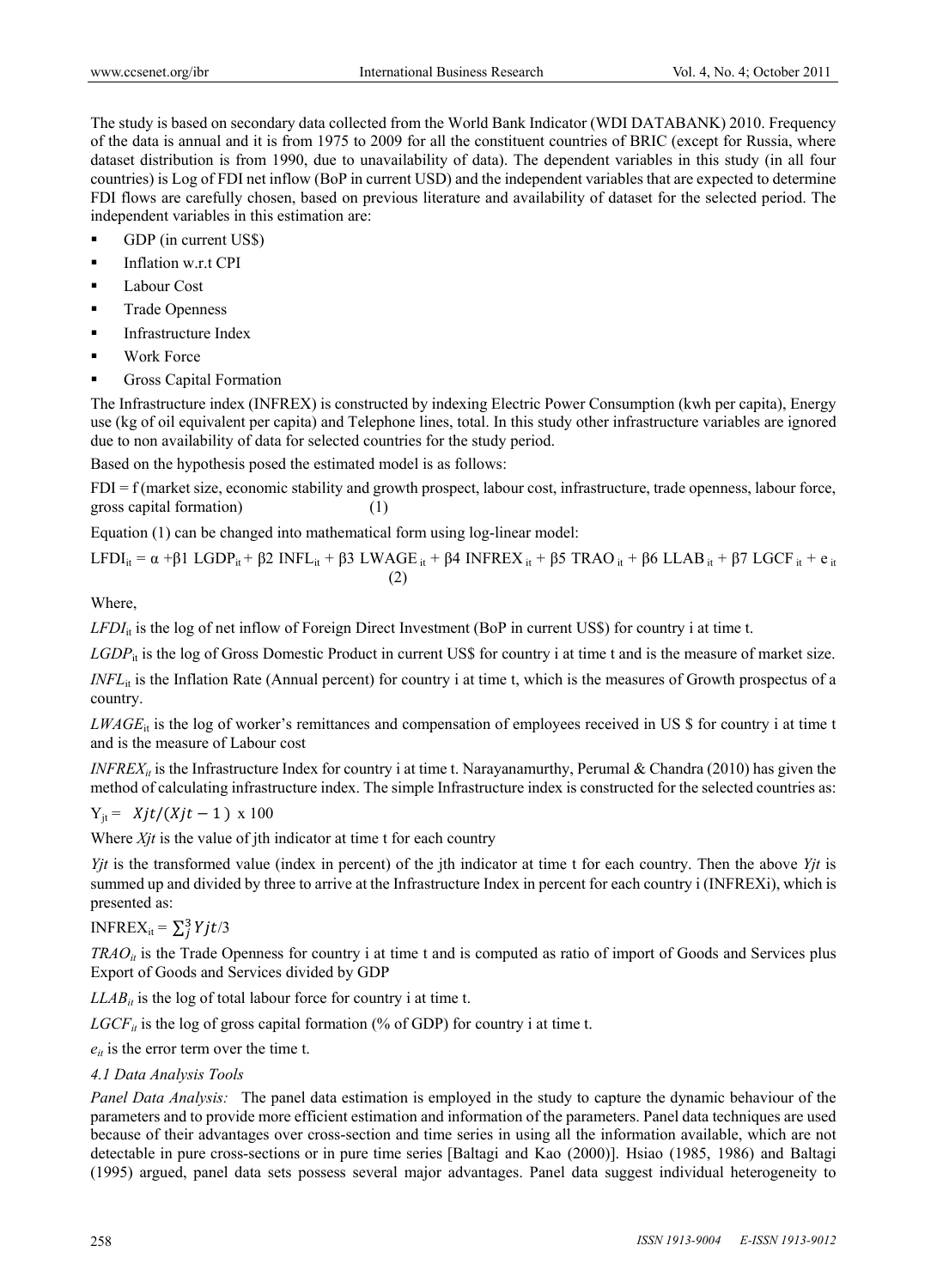The study is based on secondary data collected from the World Bank Indicator (WDI DATABANK) 2010. Frequency of the data is annual and it is from 1975 to 2009 for all the constituent countries of BRIC (except for Russia, where dataset distribution is from 1990, due to unavailability of data). The dependent variables in this study (in all four countries) is Log of FDI net inflow (BoP in current USD) and the independent variables that are expected to determine FDI flows are carefully chosen, based on previous literature and availability of dataset for the selected period. The independent variables in this estimation are:

- GDP (in current US$)
- Inflation w.r.t CPI
- Labour Cost
- Trade Openness
- Infrastructure Index
- Work Force
- Gross Capital Formation

The Infrastructure index (INFREX) is constructed by indexing Electric Power Consumption (kwh per capita), Energy use (kg of oil equivalent per capita) and Telephone lines, total. In this study other infrastructure variables are ignored due to non availability of data for selected countries for the study period.

Based on the hypothesis posed the estimated model is as follows:

FDI = f (market size, economic stability and growth prospect, labour cost, infrastructure, trade openness, labour force, gross capital formation) (1)

Equation (1) can be changed into mathematical form using log-linear model:

$$LFDI_{it} = \alpha + \beta 1\ LGDP_{it} + \beta 2\ INFL_{it} + \beta 3\ LWAGE_{it} + \beta 4\ INFREX_{it} + \beta 5\ TRAO_{it} + \beta 6\ LLAB_{it} + \beta 7\ LGCF_{it} + e_{it} \quad (2)$$

Where,

$LFDI_{it}$ is the log of net inflow of Foreign Direct Investment (BoP in current US$) for country i at time t.

$LGDP_{it}$ is the log of Gross Domestic Product in current US$ for country i at time t and is the measure of market size.

$INFL_{it}$ is the Inflation Rate (Annual percent) for country i at time t, which is the measures of Growth prospectus of a country.

$LWAGE_{it}$ is the log of worker's remittances and compensation of employees received in US $ for country i at time t and is the measure of Labour cost

$INFREX_{it}$ is the Infrastructure Index for country i at time t. Narayanamurthy, Perumal & Chandra (2010) has given the method of calculating infrastructure index. The simple Infrastructure index is constructed for the selected countries as:

$$Y_{jt} = Xjt/(Xjt - 1) \times 100$$

Where $Xjt$ is the value of jth indicator at time t for each country

$Yjt$ is the transformed value (index in percent) of the jth indicator at time t for each country. Then the above $Yjt$ is summed up and divided by three to arrive at the Infrastructure Index in percent for each country i (INFREXi), which is presented as:

$$INFREX_{it} = \sum_{j}^{3} Yjt/3$$

$TRAO_{it}$ is the Trade Openness for country i at time t and is computed as ratio of import of Goods and Services plus Export of Goods and Services divided by GDP

$LLAB_{it}$ is the log of total labour force for country i at time t.

$LGCF_{it}$ is the log of gross capital formation (% of GDP) for country i at time t.

$e_{it}$ is the error term over the time t.

#### 4.1 Data Analysis Tools

*Panel Data Analysis:* The panel data estimation is employed in the study to capture the dynamic behaviour of the parameters and to provide more efficient estimation and information of the parameters. Panel data techniques are used because of their advantages over cross-section and time series in using all the information available, which are not detectable in pure cross-sections or in pure time series [Baltagi and Kao (2000)]. Hsiao (1985, 1986) and Baltagi (1995) argued, panel data sets possess several major advantages. Panel data suggest individual heterogeneity to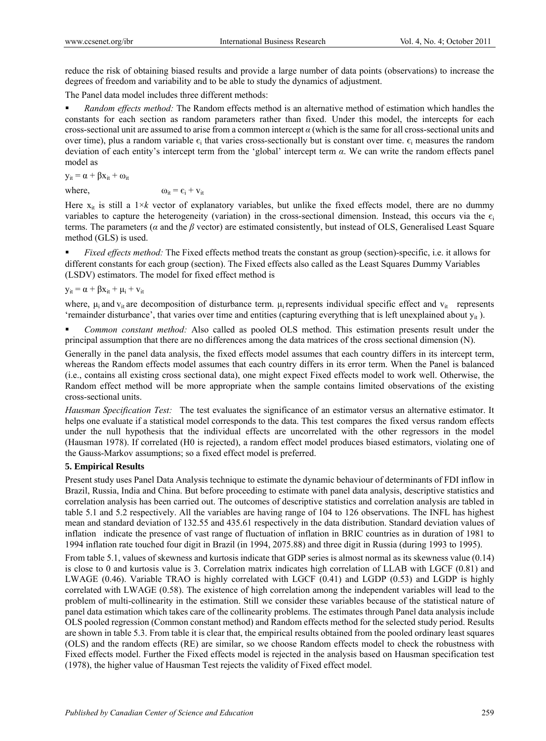reduce the risk of obtaining biased results and provide a large number of data points (observations) to increase the degrees of freedom and variability and to be able to study the dynamics of adjustment.

The Panel data model includes three different methods:

- *Random effects method:* The Random effects method is an alternative method of estimation which handles the constants for each section as random parameters rather than fixed. Under this model, the intercepts for each cross-sectional unit are assumed to arise from a common intercept $\alpha$ (which is the same for all cross-sectional units and over time), plus a random variable $\epsilon_i$ that varies cross-sectionally but is constant over time. $\epsilon_i$ measures the random deviation of each entity's intercept term from the 'global' intercept term $\alpha$. We can write the random effects panel model as

$$y_{it} = \alpha + \beta x_{it} + \omega_{it}$$

where, $\omega_{it} = \epsilon_i + v_{it}$

Here $x_{it}$ is still a $1 \times k$ vector of explanatory variables, but unlike the fixed effects model, there are no dummy variables to capture the heterogeneity (variation) in the cross-sectional dimension. Instead, this occurs via the $\epsilon_i$ terms. The parameters ($\alpha$ and the $\beta$ vector) are estimated consistently, but instead of OLS, Generalised Least Square method (GLS) is used.

- *Fixed effects method:* The Fixed effects method treats the constant as group (section)-specific, i.e. it allows for different constants for each group (section). The Fixed effects also called as the Least Squares Dummy Variables (LSDV) estimators. The model for fixed effect method is

$$y_{it} = \alpha + \beta x_{it} + \mu_i + v_{it}$$

where, $\mu_i$ and $v_{it}$ are decomposition of disturbance term. $\mu_i$ represents individual specific effect and $v_{it}$ represents 'remainder disturbance', that varies over time and entities (capturing everything that is left unexplained about $y_{it}$ ).

- *Common constant method:* Also called as pooled OLS method. This estimation presents result under the principal assumption that there are no differences among the data matrices of the cross sectional dimension (N).

Generally in the panel data analysis, the fixed effects model assumes that each country differs in its intercept term, whereas the Random effects model assumes that each country differs in its error term. When the Panel is balanced (i.e., contains all existing cross sectional data), one might expect Fixed effects model to work well. Otherwise, the Random effect method will be more appropriate when the sample contains limited observations of the existing cross-sectional units.

*Hausman Specification Test:* The test evaluates the significance of an estimator versus an alternative estimator. It helps one evaluate if a statistical model corresponds to the data. This test compares the fixed versus random effects under the null hypothesis that the individual effects are uncorrelated with the other regressors in the model (Hausman 1978). If correlated (H0 is rejected), a random effect model produces biased estimators, violating one of the Gauss-Markov assumptions; so a fixed effect model is preferred.

## 5. Empirical Results

Present study uses Panel Data Analysis technique to estimate the dynamic behaviour of determinants of FDI inflow in Brazil, Russia, India and China. But before proceeding to estimate with panel data analysis, descriptive statistics and correlation analysis has been carried out. The outcomes of descriptive statistics and correlation analysis are tabled in table 5.1 and 5.2 respectively. All the variables are having range of 104 to 126 observations. The INFL has highest mean and standard deviation of 132.55 and 435.61 respectively in the data distribution. Standard deviation values of inflation indicate the presence of vast range of fluctuation of inflation in BRIC countries as in duration of 1981 to 1994 inflation rate touched four digit in Brazil (in 1994, 2075.88) and three digit in Russia (during 1993 to 1995).

From table 5.1, values of skewness and kurtosis indicate that GDP series is almost normal as its skewness value (0.14) is close to 0 and kurtosis value is 3. Correlation matrix indicates high correlation of LLAB with LGCF (0.81) and LWAGE (0.46). Variable TRAO is highly correlated with LGCF (0.41) and LGDP (0.53) and LGDP is highly correlated with LWAGE (0.58). The existence of high correlation among the independent variables will lead to the problem of multi-collinearity in the estimation. Still we consider these variables because of the statistical nature of panel data estimation which takes care of the collinearity problems. The estimates through Panel data analysis include OLS pooled regression (Common constant method) and Random effects method for the selected study period. Results are shown in table 5.3. From table it is clear that, the empirical results obtained from the pooled ordinary least squares (OLS) and the random effects (RE) are similar, so we choose Random effects model to check the robustness with Fixed effects model. Further the Fixed effects model is rejected in the analysis based on Hausman specification test (1978), the higher value of Hausman Test rejects the validity of Fixed effect model.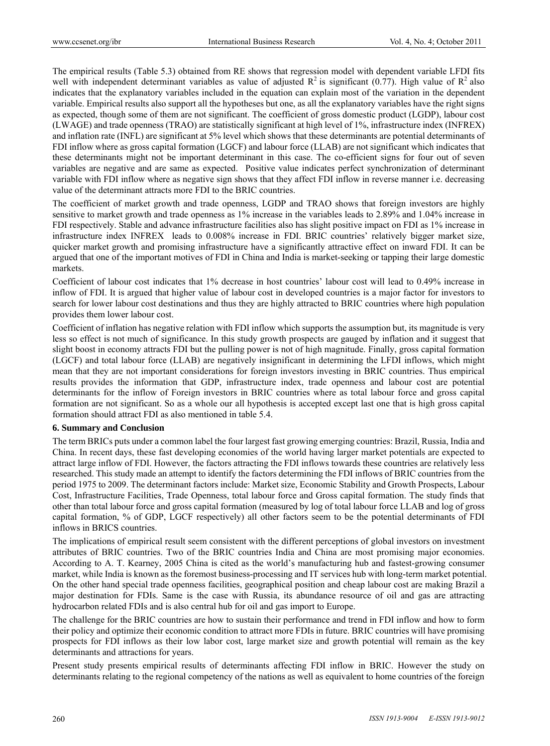The empirical results (Table 5.3) obtained from RE shows that regression model with dependent variable LFDI fits well with independent determinant variables as value of adjusted $R^2$ is significant (0.77). High value of $R^2$ also indicates that the explanatory variables included in the equation can explain most of the variation in the dependent variable. Empirical results also support all the hypotheses but one, as all the explanatory variables have the right signs as expected, though some of them are not significant. The coefficient of gross domestic product (LGDP), labour cost (LWAGE) and trade openness (TRAO) are statistically significant at high level of 1%, infrastructure index (INFREX) and inflation rate (INFL) are significant at 5% level which shows that these determinants are potential determinants of FDI inflow where as gross capital formation (LGCF) and labour force (LLAB) are not significant which indicates that these determinants might not be important determinant in this case. The co-efficient signs for four out of seven variables are negative and are same as expected. Positive value indicates perfect synchronization of determinant variable with FDI inflow where as negative sign shows that they affect FDI inflow in reverse manner i.e. decreasing value of the determinant attracts more FDI to the BRIC countries.

The coefficient of market growth and trade openness, LGDP and TRAO shows that foreign investors are highly sensitive to market growth and trade openness as 1% increase in the variables leads to 2.89% and 1.04% increase in FDI respectively. Stable and advance infrastructure facilities also has slight positive impact on FDI as 1% increase in infrastructure index INFREX leads to 0.008% increase in FDI. BRIC countries' relatively bigger market size, quicker market growth and promising infrastructure have a significantly attractive effect on inward FDI. It can be argued that one of the important motives of FDI in China and India is market-seeking or tapping their large domestic markets.

Coefficient of labour cost indicates that 1% decrease in host countries' labour cost will lead to 0.49% increase in inflow of FDI. It is argued that higher value of labour cost in developed countries is a major factor for investors to search for lower labour cost destinations and thus they are highly attracted to BRIC countries where high population provides them lower labour cost.

Coefficient of inflation has negative relation with FDI inflow which supports the assumption but, its magnitude is very less so effect is not much of significance. In this study growth prospects are gauged by inflation and it suggest that slight boost in economy attracts FDI but the pulling power is not of high magnitude. Finally, gross capital formation (LGCF) and total labour force (LLAB) are negatively insignificant in determining the LFDI inflows, which might mean that they are not important considerations for foreign investors investing in BRIC countries. Thus empirical results provides the information that GDP, infrastructure index, trade openness and labour cost are potential determinants for the inflow of Foreign investors in BRIC countries where as total labour force and gross capital formation are not significant. So as a whole our all hypothesis is accepted except last one that is high gross capital formation should attract FDI as also mentioned in table 5.4.

## 6. Summary and Conclusion

The term BRICs puts under a common label the four largest fast growing emerging countries: Brazil, Russia, India and China. In recent days, these fast developing economies of the world having larger market potentials are expected to attract large inflow of FDI. However, the factors attracting the FDI inflows towards these countries are relatively less researched. This study made an attempt to identify the factors determining the FDI inflows of BRIC countries from the period 1975 to 2009. The determinant factors include: Market size, Economic Stability and Growth Prospects, Labour Cost, Infrastructure Facilities, Trade Openness, total labour force and Gross capital formation. The study finds that other than total labour force and gross capital formation (measured by log of total labour force LLAB and log of gross capital formation, % of GDP, LGCF respectively) all other factors seem to be the potential determinants of FDI inflows in BRICS countries.

The implications of empirical result seem consistent with the different perceptions of global investors on investment attributes of BRIC countries. Two of the BRIC countries India and China are most promising major economies. According to A. T. Kearney, 2005 China is cited as the world's manufacturing hub and fastest-growing consumer market, while India is known as the foremost business-processing and IT services hub with long-term market potential. On the other hand special trade openness facilities, geographical position and cheap labour cost are making Brazil a major destination for FDIs. Same is the case with Russia, its abundance resource of oil and gas are attracting hydrocarbon related FDIs and is also central hub for oil and gas import to Europe.

The challenge for the BRIC countries are how to sustain their performance and trend in FDI inflow and how to form their policy and optimize their economic condition to attract more FDIs in future. BRIC countries will have promising prospects for FDI inflows as their low labor cost, large market size and growth potential will remain as the key determinants and attractions for years.

Present study presents empirical results of determinants affecting FDI inflow in BRIC. However the study on determinants relating to the regional competency of the nations as well as equivalent to home countries of the foreign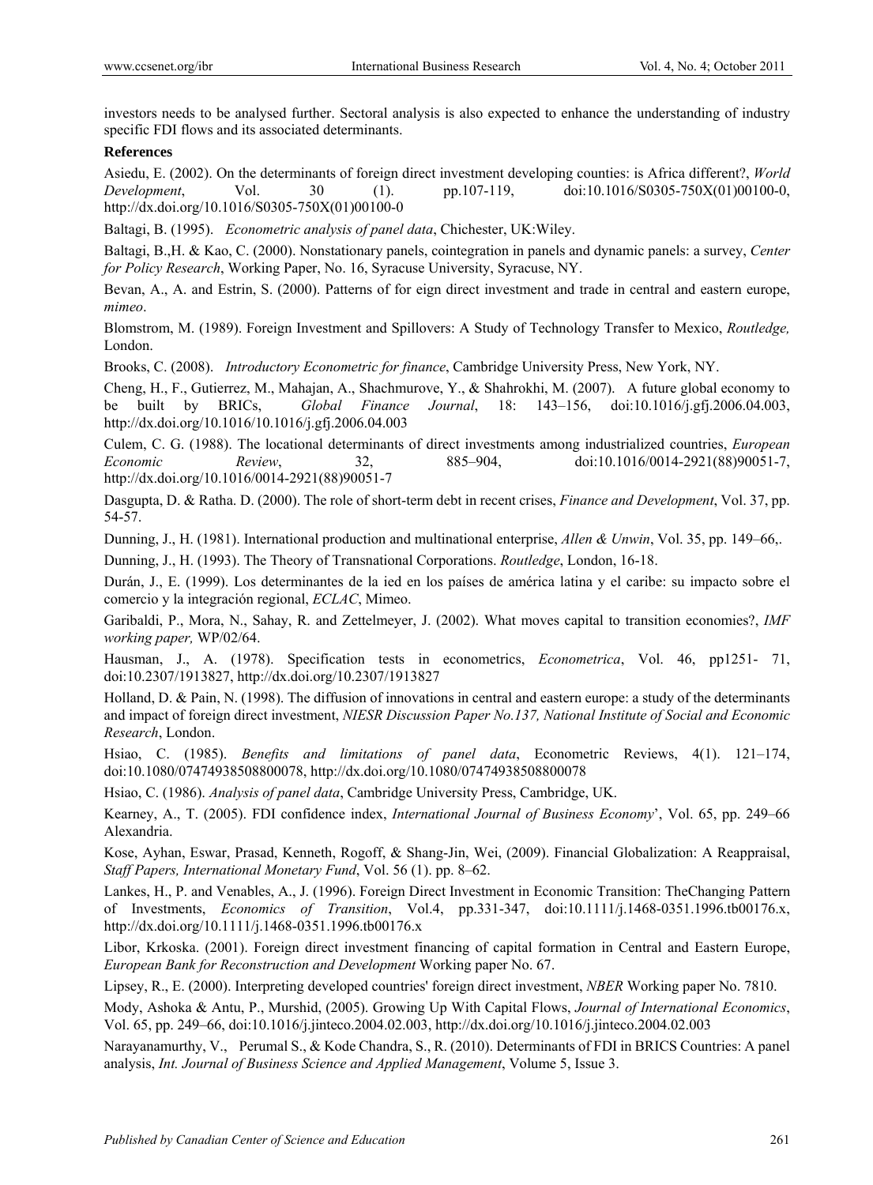investors needs to be analysed further. Sectoral analysis is also expected to enhance the understanding of industry specific FDI flows and its associated determinants.

**References**

Asiedu, E. (2002). On the determinants of foreign direct investment developing counties: is Africa different?, *World Development*, Vol. 30 (1). pp.107-119, doi:10.1016/S0305-750X(01)00100-0, http://dx.doi.org/10.1016/S0305-750X(01)00100-0

Baltagi, B. (1995). *Econometric analysis of panel data*, Chichester, UK:Wiley.

Baltagi, B.,H. & Kao, C. (2000). Nonstationary panels, cointegration in panels and dynamic panels: a survey, *Center for Policy Research*, Working Paper, No. 16, Syracuse University, Syracuse, NY.

Bevan, A., A. and Estrin, S. (2000). Patterns of for eign direct investment and trade in central and eastern europe, *mimeo*.

Blomstrom, M. (1989). Foreign Investment and Spillovers: A Study of Technology Transfer to Mexico, *Routledge,* London.

Brooks, C. (2008). *Introductory Econometric for finance*, Cambridge University Press, New York, NY.

Cheng, H., F., Gutierrez, M., Mahajan, A., Shachmurove, Y., & Shahrokhi, M. (2007). A future global economy to be built by BRICs, *Global Finance Journal*, 18: 143–156, doi:10.1016/j.gfj.2006.04.003, http://dx.doi.org/10.1016/10.1016/j.gfj.2006.04.003

Culem, C. G. (1988). The locational determinants of direct investments among industrialized countries, *European Economic Review*, 32, 885–904, doi:10.1016/0014-2921(88)90051-7, http://dx.doi.org/10.1016/0014-2921(88)90051-7

Dasgupta, D. & Ratha. D. (2000). The role of short-term debt in recent crises, *Finance and Development*, Vol. 37, pp. 54-57.

Dunning, J., H. (1981). International production and multinational enterprise, *Allen & Unwin*, Vol. 35, pp. 149–66,.

Dunning, J., H. (1993). The Theory of Transnational Corporations. *Routledge*, London, 16-18.

Durán, J., E. (1999). Los determinantes de la ied en los países de américa latina y el caribe: su impacto sobre el comercio y la integración regional, *ECLAC*, Mimeo.

Garibaldi, P., Mora, N., Sahay, R. and Zettelmeyer, J. (2002). What moves capital to transition economies?, *IMF working paper,* WP/02/64.

Hausman, J., A. (1978). Specification tests in econometrics, *Econometrica*, Vol. 46, pp1251- 71, doi:10.2307/1913827, http://dx.doi.org/10.2307/1913827

Holland, D. & Pain, N. (1998). The diffusion of innovations in central and eastern europe: a study of the determinants and impact of foreign direct investment, *NIESR Discussion Paper No.137, National Institute of Social and Economic Research*, London.

Hsiao, C. (1985). *Benefits and limitations of panel data*, Econometric Reviews, 4(1). 121–174, doi:10.1080/07474938508800078, http://dx.doi.org/10.1080/07474938508800078

Hsiao, C. (1986). *Analysis of panel data*, Cambridge University Press, Cambridge, UK.

Kearney, A., T. (2005). FDI confidence index, *International Journal of Business Economy*', Vol. 65, pp. 249–66 Alexandria.

Kose, Ayhan, Eswar, Prasad, Kenneth, Rogoff, & Shang-Jin, Wei, (2009). Financial Globalization: A Reappraisal, *Staff Papers, International Monetary Fund*, Vol. 56 (1). pp. 8–62.

Lankes, H., P. and Venables, A., J. (1996). Foreign Direct Investment in Economic Transition: TheChanging Pattern of Investments, *Economics of Transition*, Vol.4, pp.331-347, doi:10.1111/j.1468-0351.1996.tb00176.x, http://dx.doi.org/10.1111/j.1468-0351.1996.tb00176.x

Libor, Krkoska. (2001). Foreign direct investment financing of capital formation in Central and Eastern Europe, *European Bank for Reconstruction and Development* Working paper No. 67.

Lipsey, R., E. (2000). Interpreting developed countries' foreign direct investment, *NBER* Working paper No. 7810.

Mody, Ashoka & Antu, P., Murshid, (2005). Growing Up With Capital Flows, *Journal of International Economics*, Vol. 65, pp. 249–66, doi:10.1016/j.jinteco.2004.02.003, http://dx.doi.org/10.1016/j.jinteco.2004.02.003

Narayanamurthy, V., Perumal S., & Kode Chandra, S., R. (2010). Determinants of FDI in BRICS Countries: A panel analysis, *Int. Journal of Business Science and Applied Management*, Volume 5, Issue 3.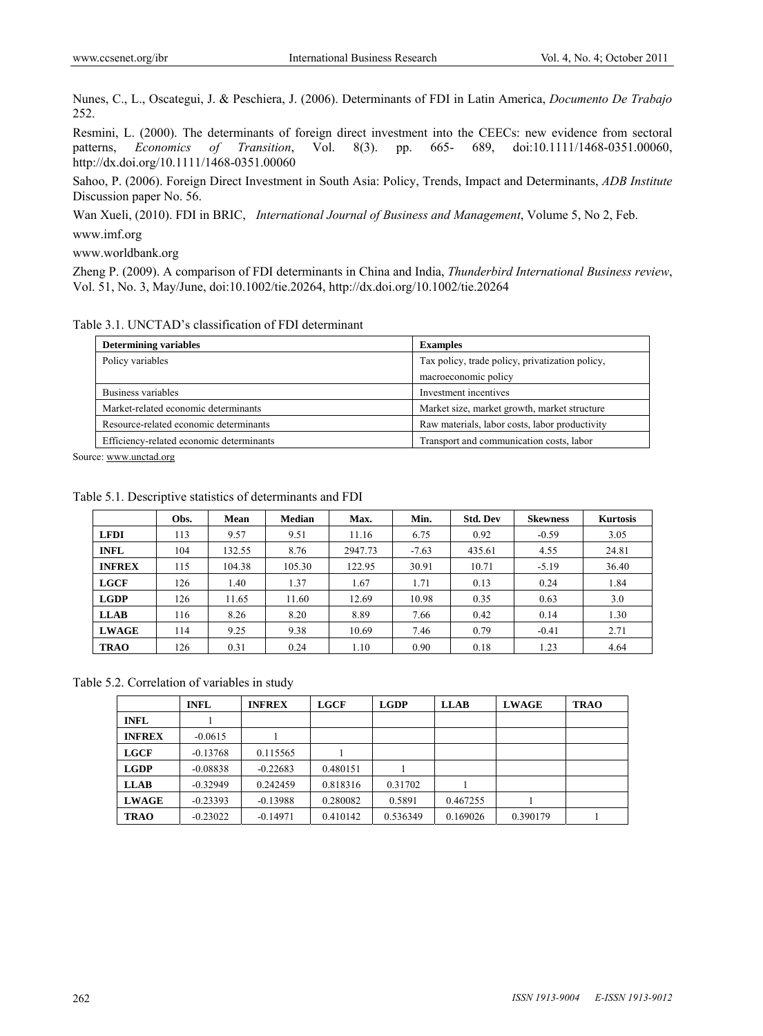Nunes, C., L., Oscategui, J. & Peschiera, J. (2006). Determinants of FDI in Latin America, *Documento De Trabajo* 252.

Resmini, L. (2000). The determinants of foreign direct investment into the CEECs: new evidence from sectoral patterns, *Economics of Transition*, Vol. 8(3). pp. 665- 689, doi:10.1111/1468-0351.00060, http://dx.doi.org/10.1111/1468-0351.00060

Sahoo, P. (2006). Foreign Direct Investment in South Asia: Policy, Trends, Impact and Determinants, *ADB Institute* Discussion paper No. 56.

Wan Xueli, (2010). FDI in BRIC, *International Journal of Business and Management*, Volume 5, No 2, Feb.

www.imf.org

www.worldbank.org

Zheng P. (2009). A comparison of FDI determinants in China and India, *Thunderbird International Business review*, Vol. 51, No. 3, May/June, doi:10.1002/tie.20264, http://dx.doi.org/10.1002/tie.20264

Table 3.1. UNCTAD's classification of FDI determinant

| Determining variables | Examples |
|---|---|
| Policy variables | Tax policy, trade policy, privatization policy, macroeconomic policy |
| Business variables | Investment incentives |
| Market-related economic determinants | Market size, market growth, market structure |
| Resource-related economic determinants | Raw materials, labor costs, labor productivity |
| Efficiency-related economic determinants | Transport and communication costs, labor |

Source: www.unctad.org

Table 5.1. Descriptive statistics of determinants and FDI

| | Obs. | Mean | Median | Max. | Min. | Std. Dev | Skewness | Kurtosis |
|---|---|---|---|---|---|---|---|---|
| **LFDI** | 113 | 9.57 | 9.51 | 11.16 | 6.75 | 0.92 | -0.59 | 3.05 |
| **INFL** | 104 | 132.55 | 8.76 | 2947.73 | -7.63 | 435.61 | 4.55 | 24.81 |
| **INFREX** | 115 | 104.38 | 105.30 | 122.95 | 30.91 | 10.71 | -5.19 | 36.40 |
| **LGCF** | 126 | 1.40 | 1.37 | 1.67 | 1.71 | 0.13 | 0.24 | 1.84 |
| **LGDP** | 126 | 11.65 | 11.60 | 12.69 | 10.98 | 0.35 | 0.63 | 3.0 |
| **LLAB** | 116 | 8.26 | 8.20 | 8.89 | 7.66 | 0.42 | 0.14 | 1.30 |
| **LWAGE** | 114 | 9.25 | 9.38 | 10.69 | 7.46 | 0.79 | -0.41 | 2.71 |
| **TRAO** | 126 | 0.31 | 0.24 | 1.10 | 0.90 | 0.18 | 1.23 | 4.64 |

Table 5.2. Correlation of variables in study

| | INFL | INFREX | LGCF | LGDP | LLAB | LWAGE | TRAO |
|---|---|---|---|---|---|---|---|
| **INFL** | 1 | | | | | | |
| **INFREX** | -0.0615 | 1 | | | | | |
| **LGCF** | -0.13768 | 0.115565 | 1 | | | | |
| **LGDP** | -0.08838 | -0.22683 | 0.480151 | 1 | | | |
| **LLAB** | -0.32949 | 0.242459 | 0.818316 | 0.31702 | 1 | | |
| **LWAGE** | -0.23393 | -0.13988 | 0.280082 | 0.5891 | 0.467255 | 1 | |
| **TRAO** | -0.23022 | -0.14971 | 0.410142 | 0.536349 | 0.169026 | 0.390179 | 1 |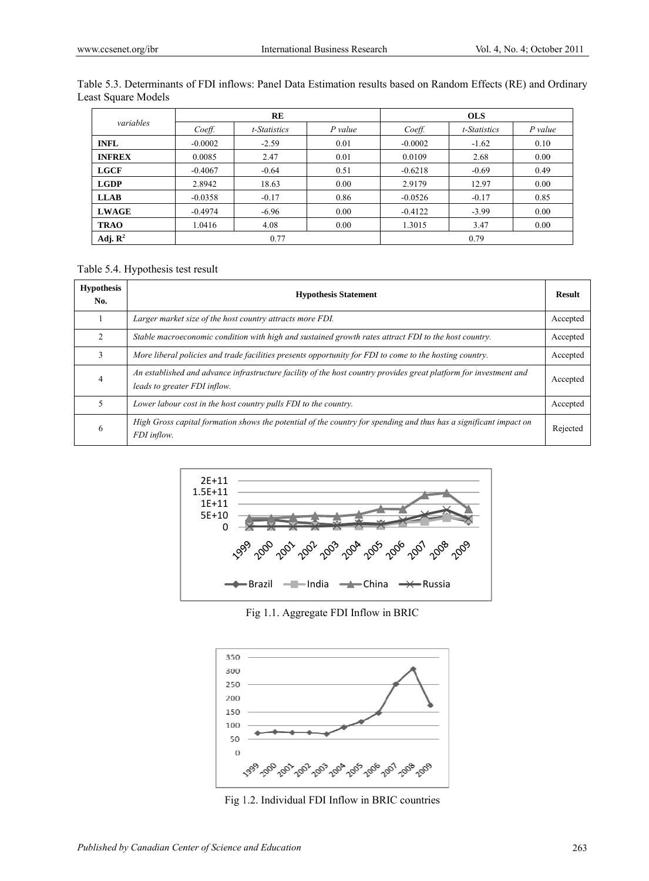Table 5.3. Determinants of FDI inflows: Panel Data Estimation results based on Random Effects (RE) and Ordinary Least Square Models

| *variables* | RE | | | OLS | | |
|---|---|---|---|---|---|---|
| | *Coeff.* | *t-Statistics* | *P value* | *Coeff.* | *t-Statistics* | *P value* |
| **INFL** | -0.0002 | -2.59 | 0.01 | -0.0002 | -1.62 | 0.10 |
| **INFREX** | 0.0085 | 2.47 | 0.01 | 0.0109 | 2.68 | 0.00 |
| **LGCF** | -0.4067 | -0.64 | 0.51 | -0.6218 | -0.69 | 0.49 |
| **LGDP** | 2.8942 | 18.63 | 0.00 | 2.9179 | 12.97 | 0.00 |
| **LLAB** | -0.0358 | -0.17 | 0.86 | -0.0526 | -0.17 | 0.85 |
| **LWAGE** | -0.4974 | -6.96 | 0.00 | -0.4122 | -3.99 | 0.00 |
| **TRAO** | 1.0416 | 4.08 | 0.00 | 1.3015 | 3.47 | 0.00 |
| **Adj. $R^2$** | 0.77 | | | 0.79 | | |

Table 5.4. Hypothesis test result

| Hypothesis No. | Hypothesis Statement | Result |
|---|---|---|
| 1 | *Larger market size of the host country attracts more FDI.* | Accepted |
| 2 | *Stable macroeconomic condition with high and sustained growth rates attract FDI to the host country.* | Accepted |
| 3 | *More liberal policies and trade facilities presents opportunity for FDI to come to the hosting country.* | Accepted |
| 4 | *An established and advance infrastructure facility of the host country provides great platform for investment and leads to greater FDI inflow.* | Accepted |
| 5 | *Lower labour cost in the host country pulls FDI to the country.* | Accepted |
| 6 | *High Gross capital formation shows the potential of the country for spending and thus has a significant impact on FDI inflow.* | Rejected |

2E+11
1.5E+11
1E+11
5E+10
0
1999 2000 2001 2002 2003 2004 2005 2006 2007 2008 2009
Brazil India China Russia

Fig 1.1. Aggregate FDI Inflow in BRIC

350
300
250
200
150
100
50
0
1999 2000 2001 2002 2003 2004 2005 2006 2007 2008 2009

Fig 1.2. Individual FDI Inflow in BRIC countries